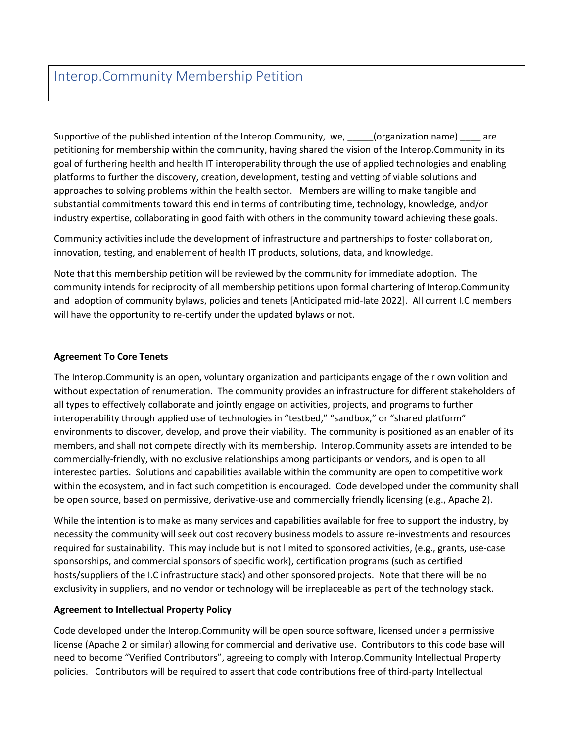# Interop.Community Membership Petition

Supportive of the published intention of the Interop.Community, we, _____(organization name) ____ are petitioning for membership within the community, having shared the vision of the Interop.Community in its goal of furthering health and health IT interoperability through the use of applied technologies and enabling platforms to further the discovery, creation, development, testing and vetting of viable solutions and approaches to solving problems within the health sector. Members are willing to make tangible and substantial commitments toward this end in terms of contributing time, technology, knowledge, and/or industry expertise, collaborating in good faith with others in the community toward achieving these goals.

Community activities include the development of infrastructure and partnerships to foster collaboration, innovation, testing, and enablement of health IT products, solutions, data, and knowledge.

Note that this membership petition will be reviewed by the community for immediate adoption. The community intends for reciprocity of all membership petitions upon formal chartering of Interop.Community and adoption of community bylaws, policies and tenets [Anticipated mid-late 2022]. All current I.C members will have the opportunity to re-certify under the updated bylaws or not.

**Agreement To Core Tenets**

The Interop.Community is an open, voluntary organization and participants engage of their own volition and without expectation of renumeration. The community provides an infrastructure for different stakeholders of all types to effectively collaborate and jointly engage on activities, projects, and programs to further interoperability through applied use of technologies in "testbed," "sandbox," or "shared platform" environments to discover, develop, and prove their viability. The community is positioned as an enabler of its members, and shall not compete directly with its membership. Interop.Community assets are intended to be commercially-friendly, with no exclusive relationships among participants or vendors, and is open to all interested parties. Solutions and capabilities available within the community are open to competitive work within the ecosystem, and in fact such competition is encouraged. Code developed under the community shall be open source, based on permissive, derivative-use and commercially friendly licensing (e.g., Apache 2).

While the intention is to make as many services and capabilities available for free to support the industry, by necessity the community will seek out cost recovery business models to assure re-investments and resources required for sustainability. This may include but is not limited to sponsored activities, (e.g., grants, use-case sponsorships, and commercial sponsors of specific work), certification programs (such as certified hosts/suppliers of the I.C infrastructure stack) and other sponsored projects. Note that there will be no exclusivity in suppliers, and no vendor or technology will be irreplaceable as part of the technology stack.

**Agreement to Intellectual Property Policy**

Code developed under the Interop.Community will be open source software, licensed under a permissive license (Apache 2 or similar) allowing for commercial and derivative use. Contributors to this code base will need to become "Verified Contributors", agreeing to comply with Interop.Community Intellectual Property policies. Contributors will be required to assert that code contributions free of third-party Intellectual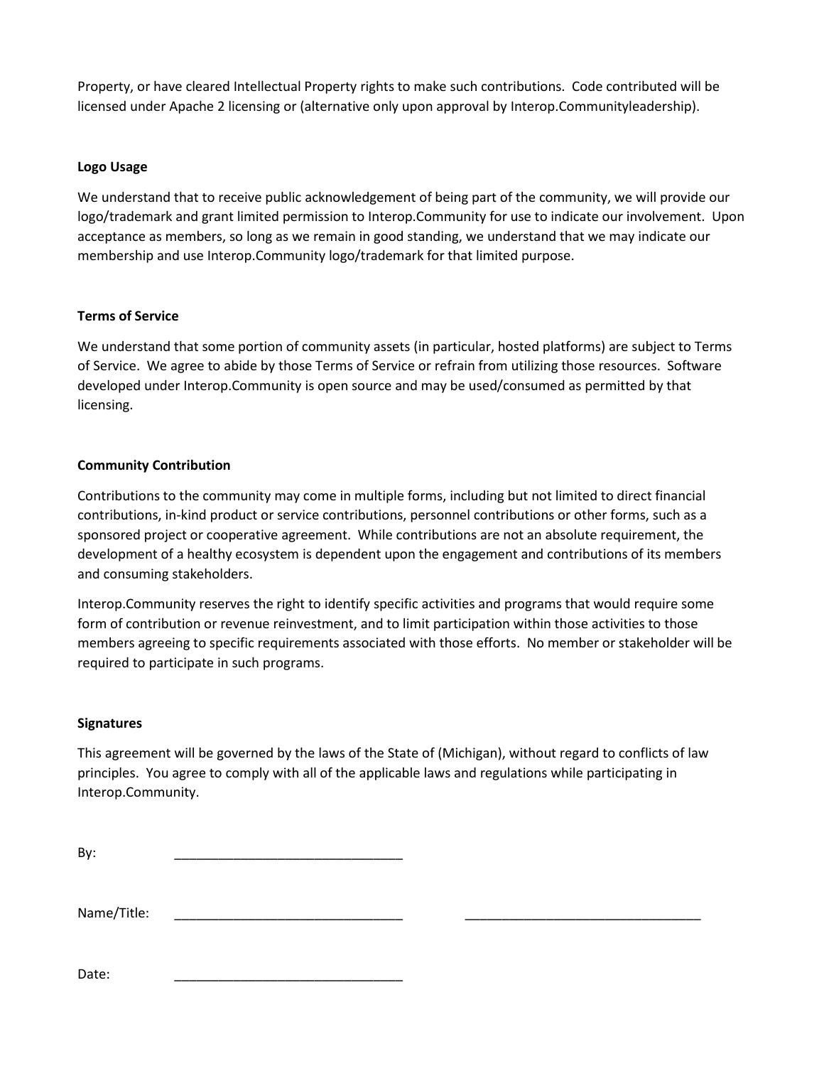Property, or have cleared Intellectual Property rights to make such contributions. Code contributed will be licensed under Apache 2 licensing or (alternative only upon approval by Interop.Communityleadership).

**Logo Usage**

We understand that to receive public acknowledgement of being part of the community, we will provide our logo/trademark and grant limited permission to Interop.Community for use to indicate our involvement. Upon acceptance as members, so long as we remain in good standing, we understand that we may indicate our membership and use Interop.Community logo/trademark for that limited purpose.

**Terms of Service**

We understand that some portion of community assets (in particular, hosted platforms) are subject to Terms of Service. We agree to abide by those Terms of Service or refrain from utilizing those resources. Software developed under Interop.Community is open source and may be used/consumed as permitted by that licensing.

**Community Contribution**

Contributions to the community may come in multiple forms, including but not limited to direct financial contributions, in-kind product or service contributions, personnel contributions or other forms, such as a sponsored project or cooperative agreement. While contributions are not an absolute requirement, the development of a healthy ecosystem is dependent upon the engagement and contributions of its members and consuming stakeholders.

Interop.Community reserves the right to identify specific activities and programs that would require some form of contribution or revenue reinvestment, and to limit participation within those activities to those members agreeing to specific requirements associated with those efforts. No member or stakeholder will be required to participate in such programs.

**Signatures**

This agreement will be governed by the laws of the State of (Michigan), without regard to conflicts of law principles. You agree to comply with all of the applicable laws and regulations while participating in Interop.Community.

By: \_\_\_\_\_\_\_\_\_\_\_\_\_\_\_\_\_\_\_\_\_\_\_\_\_\_\_\_\_\_\_\_

Name/Title: \_\_\_\_\_\_\_\_\_\_\_\_\_\_\_\_\_\_\_\_\_\_\_\_\_\_\_\_\_\_\_\_ \_\_\_\_\_\_\_\_\_\_\_\_\_\_\_\_\_\_\_\_\_\_\_\_\_\_\_\_\_\_\_\_\_

Date: \_\_\_\_\_\_\_\_\_\_\_\_\_\_\_\_\_\_\_\_\_\_\_\_\_\_\_\_\_\_\_\_